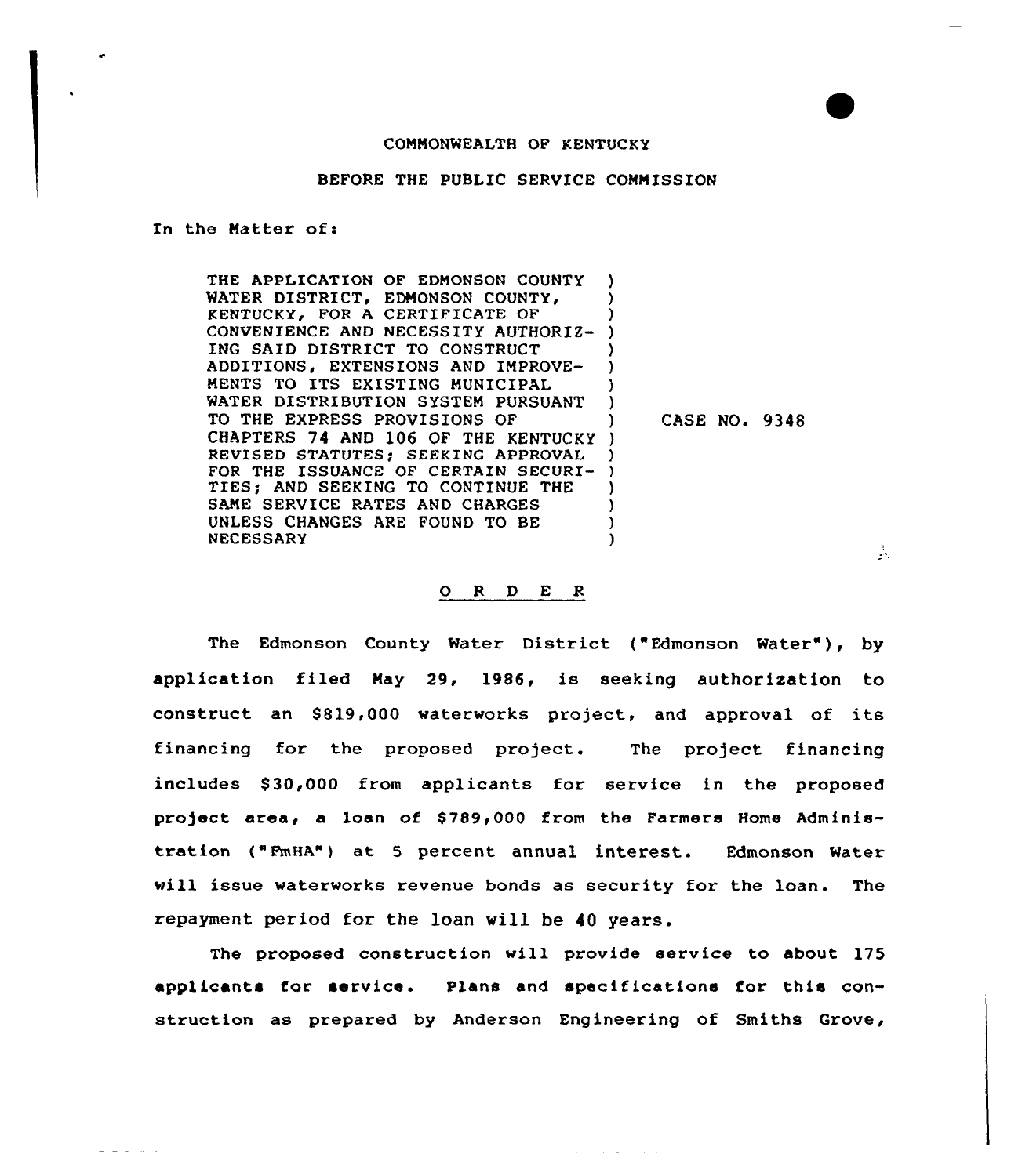COMMONWEALTH OF KENTUCKY

BEFORE THE PUBLIC SERVICE COMMISSION

In the Matter of:

| | |
|---|---|
| THE APPLICATION OF EDMONSON COUNTY WATER DISTRICT, EDMONSON COUNTY, KENTUCKY, FOR A CERTIFICATE OF CONVENIENCE AND NECESSITY AUTHORIZING SAID DISTRICT TO CONSTRUCT ADDITIONS, EXTENSIONS AND IMPROVEMENTS TO ITS EXISTING MUNICIPAL WATER DISTRIBUTION SYSTEM PURSUANT TO THE EXPRESS PROVISIONS OF CHAPTERS 74 AND 106 OF THE KENTUCKY REVISED STATUTES; SEEKING APPROVAL FOR THE ISSUANCE OF CERTAIN SECURITIES; AND SEEKING TO CONTINUE THE SAME SERVICE RATES AND CHARGES UNLESS CHANGES ARE FOUND TO BE NECESSARY | CASE NO. 9348 |

## O R D E R

The Edmonson County Water District ("Edmonson Water"), by application filed May 29, 1986, is seeking authorization to construct an $819,000 waterworks project, and approval of its financing for the proposed project. The project financing includes $30,000 from applicants for service in the proposed project area, a loan of $789,000 from the Farmers Home Administration ("FmHA") at 5 percent annual interest. Edmonson Water will issue waterworks revenue bonds as security for the loan. The repayment period for the loan will be 40 years.

The proposed construction will provide service to about 175 applicants for service. Plans and specifications for this construction as prepared by Anderson Engineering of Smiths Grove,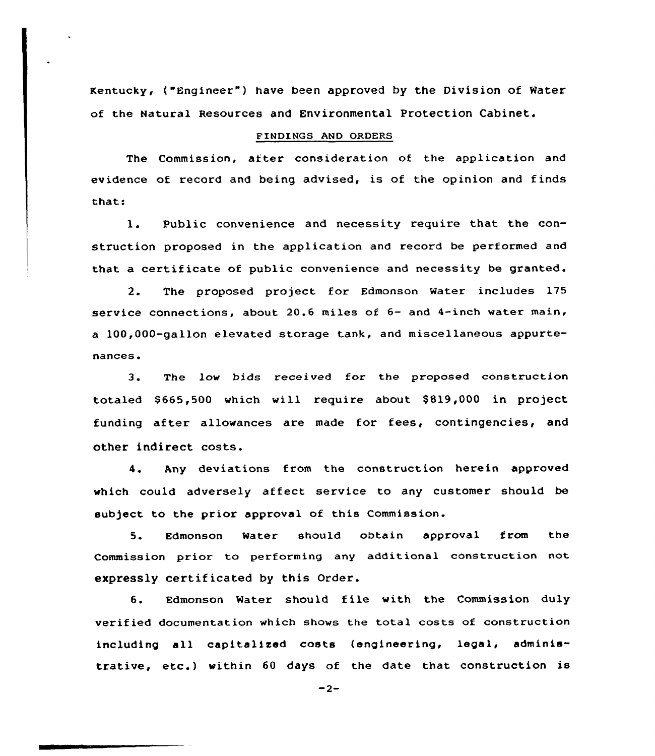Kentucky, ("Engineer") have been approved by the Division of Water of the Natural Resources and Environmental Protection Cabinet.

## FINDINGS AND ORDERS

The Commission, after consideration of the application and evidence of record and being advised, is of the opinion and finds that:

1. Public convenience and necessity require that the construction proposed in the application and record be performed and that a certificate of public convenience and necessity be granted.

2. The proposed project for Edmonson Water includes 175 service connections, about 20.6 miles of 6- and 4-inch water main, a 100,000-gallon elevated storage tank, and miscellaneous appurtenances.

3. The low bids received for the proposed construction totaled $665,500 which will require about $819,000 in project funding after allowances are made for fees, contingencies, and other indirect costs.

4. Any deviations from the construction herein approved which could adversely affect service to any customer should be subject to the prior approval of this Commission.

5. Edmonson Water should obtain approval from the Commission prior to performing any additional construction not expressly certificated by this Order.

6. Edmonson Water should file with the Commission duly verified documentation which shows the total costs of construction including all capitalized costs (engineering, legal, administrative, etc.) within 60 days of the date that construction is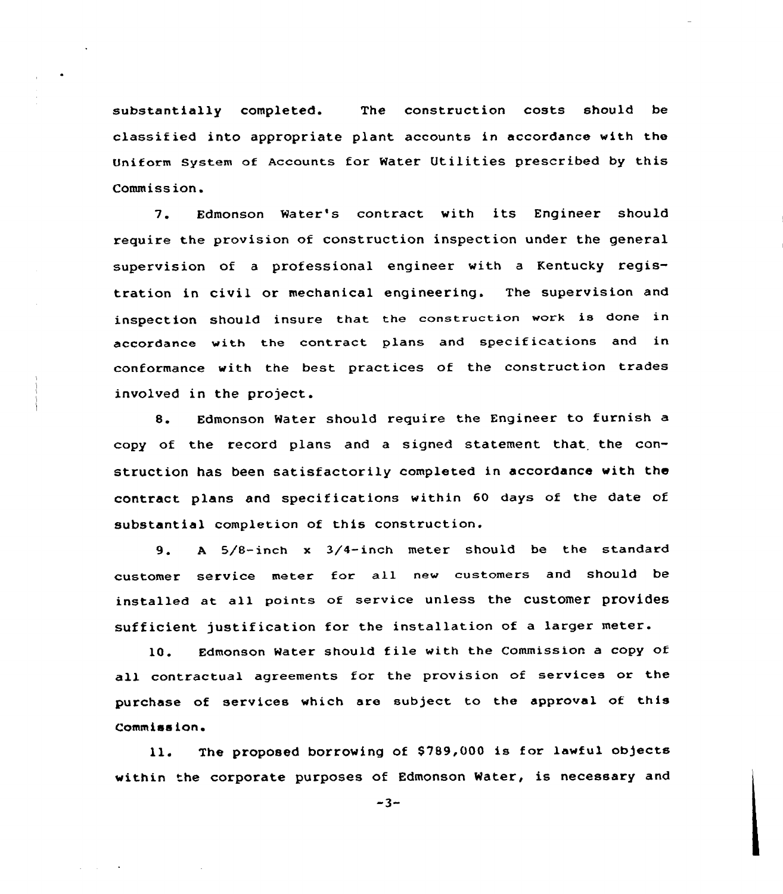substantially completed. The construction costs should be classified into appropriate plant accounts in accordance with the Uniform System of Accounts for Water Utilities prescribed by this Commission.

7. Edmonson Water's contract with its Engineer should require the provision of construction inspection under the general supervision of a professional engineer with a Kentucky registration in civil or mechanical engineering. The supervision and inspection should insure that the construction work is done in accordance with the contract plans and specifications and in conformance with the best practices of the construction trades involved in the project.

8. Edmonson Water should require the Engineer to furnish a copy of the record plans and a signed statement that the construction has been satisfactorily completed in accordance with the contract plans and specifications within 60 days of the date of substantial completion of this construction.

9. A 5/8-inch x 3/4-inch meter should be the standard customer service meter for all new customers and should be installed at all points of service unless the customer provides sufficient justification for the installation of a larger meter.

10. Edmonson Water should file with the Commission a copy of all contractual agreements for the provision of services or the purchase of services which are subject to the approval of this Commission.

11. The proposed borrowing of $789,000 is for lawful objects within the corporate purposes of Edmonson Water, is necessary and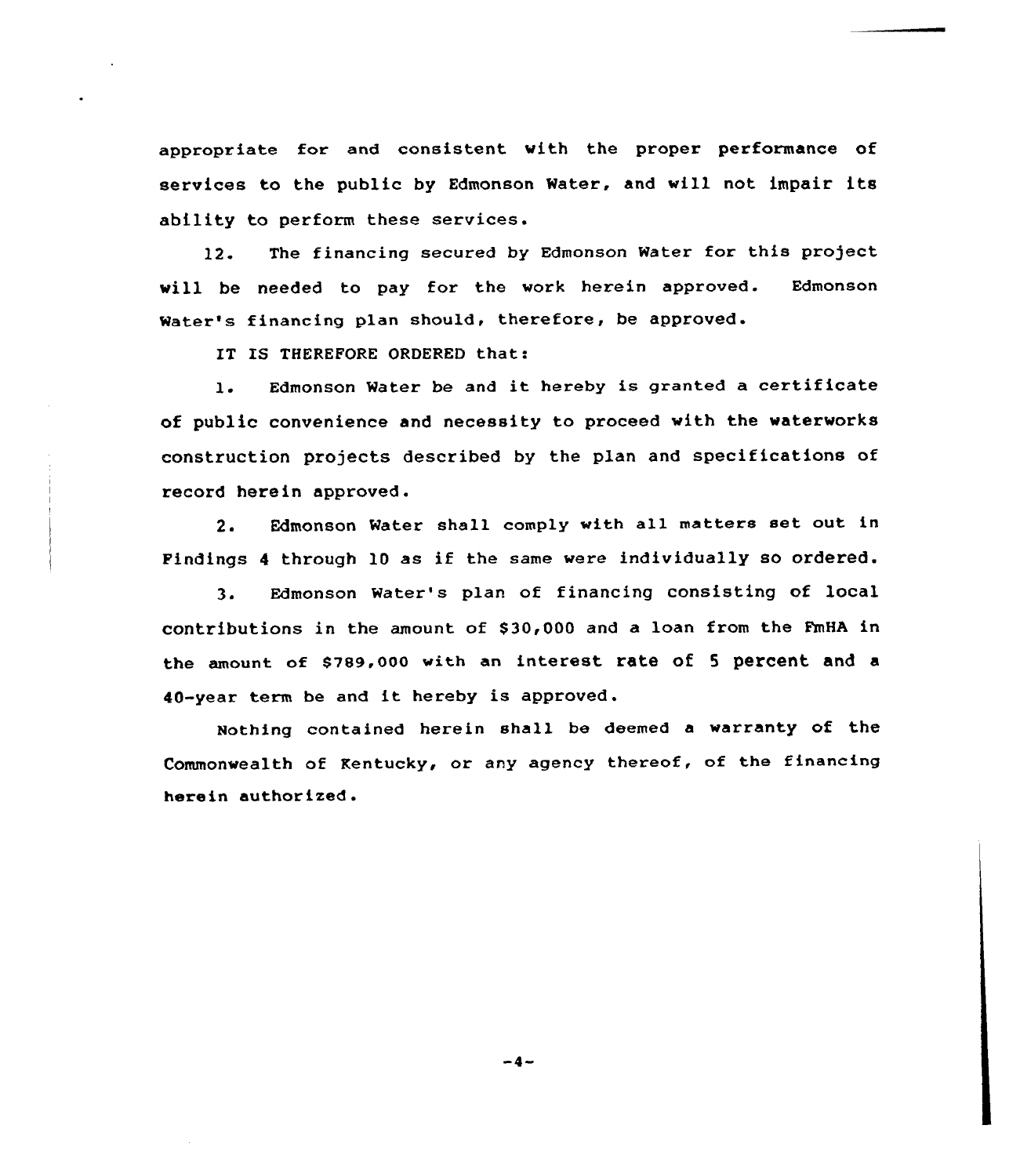appropriate for and consistent with the proper performance of services to the public by Edmonson Water, and will not impair its ability to perform these services.

12. The financing secured by Edmonson Water for this project will be needed to pay for the work herein approved. Edmonson Water's financing plan should, therefore, be approved.

IT IS THEREFORE ORDERED that:

1. Edmonson Water be and it hereby is granted a certificate of public convenience and necessity to proceed with the waterworks construction projects described by the plan and specifications of record herein approved.

2. Edmonson Water shall comply with all matters set out in Findings 4 through 10 as if the same were individually so ordered.

3. Edmonson Water's plan of financing consisting of local contributions in the amount of $30,000 and a loan from the FmHA in the amount of $789,000 with an interest rate of 5 percent and a 40-year term be and it hereby is approved.

Nothing contained herein shall be deemed a warranty of the Commonwealth of Kentucky, or any agency thereof, of the financing herein authorized.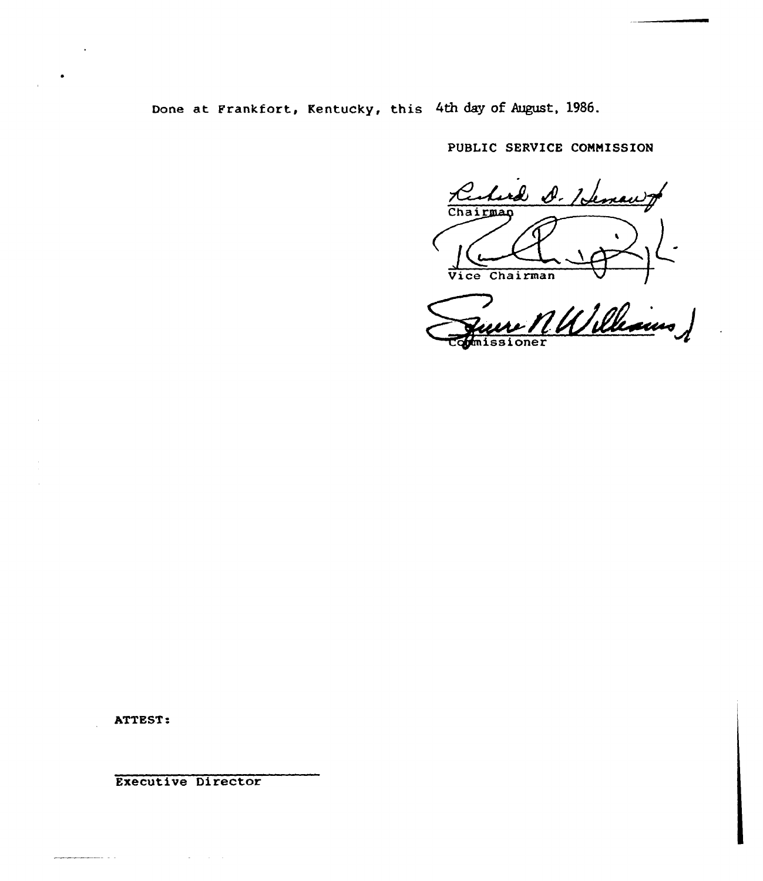Done at Frankfort, Kentucky, this 4th day of August, 1986.

PUBLIC SERVICE COMMISSION

Richard D. Heman Jr.
Chairman

Vice Chairman

Commissioner

ATTEST:

Executive Director